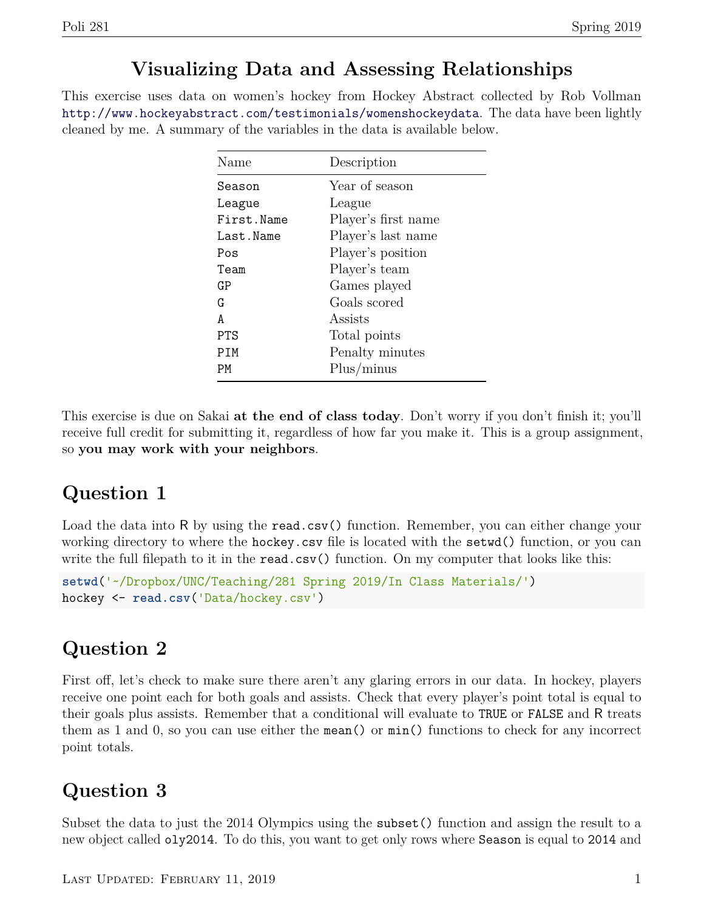# Visualizing Data and Assessing Relationships

This exercise uses data on women's hockey from Hockey Abstract collected by Rob Vollman http://www.hockeyabstract.com/testimonials/womenshockeydata. The data have been lightly cleaned by me. A summary of the variables in the data is available below.

| Name | Description |
|---|---|
| `Season` | Year of season |
| `League` | League |
| `First.Name` | Player's first name |
| `Last.Name` | Player's last name |
| `Pos` | Player's position |
| `Team` | Player's team |
| `GP` | Games played |
| `G` | Goals scored |
| `A` | Assists |
| `PTS` | Total points |
| `PIM` | Penalty minutes |
| `PM` | Plus/minus |

This exercise is due on Sakai **at the end of class today**. Don't worry if you don't finish it; you'll receive full credit for submitting it, regardless of how far you make it. This is a group assignment, so **you may work with your neighbors**.

## Question 1

Load the data into R by using the `read.csv()` function. Remember, you can either change your working directory to where the `hockey.csv` file is located with the `setwd()` function, or you can write the full filepath to it in the `read.csv()` function. On my computer that looks like this:

```
setwd('~/Dropbox/UNC/Teaching/281 Spring 2019/In Class Materials/')
hockey <- read.csv('Data/hockey.csv')
```

## Question 2

First off, let's check to make sure there aren't any glaring errors in our data. In hockey, players receive one point each for both goals and assists. Check that every player's point total is equal to their goals plus assists. Remember that a conditional will evaluate to `TRUE` or `FALSE` and R treats them as 1 and 0, so you can use either the `mean()` or `min()` functions to check for any incorrect point totals.

## Question 3

Subset the data to just the 2014 Olympics using the `subset()` function and assign the result to a new object called `oly2014`. To do this, you want to get only rows where `Season` is equal to `2014` and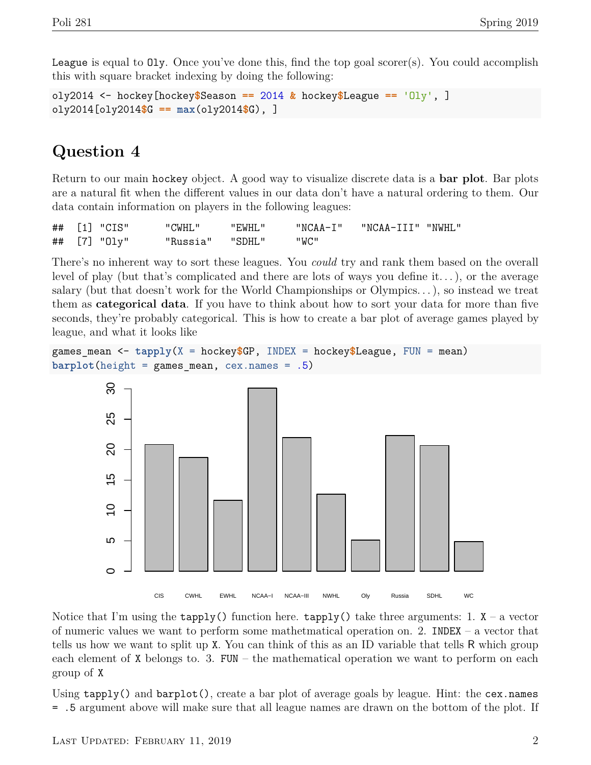League is equal to Oly. Once you've done this, find the top goal scorer(s). You could accomplish this with square bracket indexing by doing the following:

```
oly2014 <- hockey[hockey$Season == 2014 & hockey$League == 'Oly', ]
oly2014[oly2014$G == max(oly2014$G), ]
```

# Question 4

Return to our main hockey object. A good way to visualize discrete data is a **bar plot**. Bar plots are a natural fit when the different values in our data don't have a natural ordering to them. Our data contain information on players in the following leagues:

```
##  [1] "CIS"      "CWHL"     "EWHL"     "NCAA-I"   "NCAA-III" "NWHL"
##  [7] "Oly"      "Russia"   "SDHL"     "WC"
```

There's no inherent way to sort these leagues. You *could* try and rank them based on the overall level of play (but that's complicated and there are lots of ways you define it...), or the average salary (but that doesn't work for the World Championships or Olympics...), so instead we treat them as **categorical data**. If you have to think about how to sort your data for more than five seconds, they're probably categorical. This is how to create a bar plot of average games played by league, and what it looks like

```
games_mean <- tapply(X = hockey$GP, INDEX = hockey$League, FUN = mean)
barplot(height = games_mean, cex.names = .5)
```

Notice that I'm using the tapply() function here. tapply() take three arguments: 1. X – a vector of numeric values we want to perform some mathetmatical operation on. 2. INDEX – a vector that tells us how we want to split up X. You can think of this as an ID variable that tells R which group each element of X belongs to. 3. FUN – the mathematical operation we want to perform on each group of X

Using tapply() and barplot(), create a bar plot of average goals by league. Hint: the cex.names = .5 argument above will make sure that all league names are drawn on the bottom of the plot. If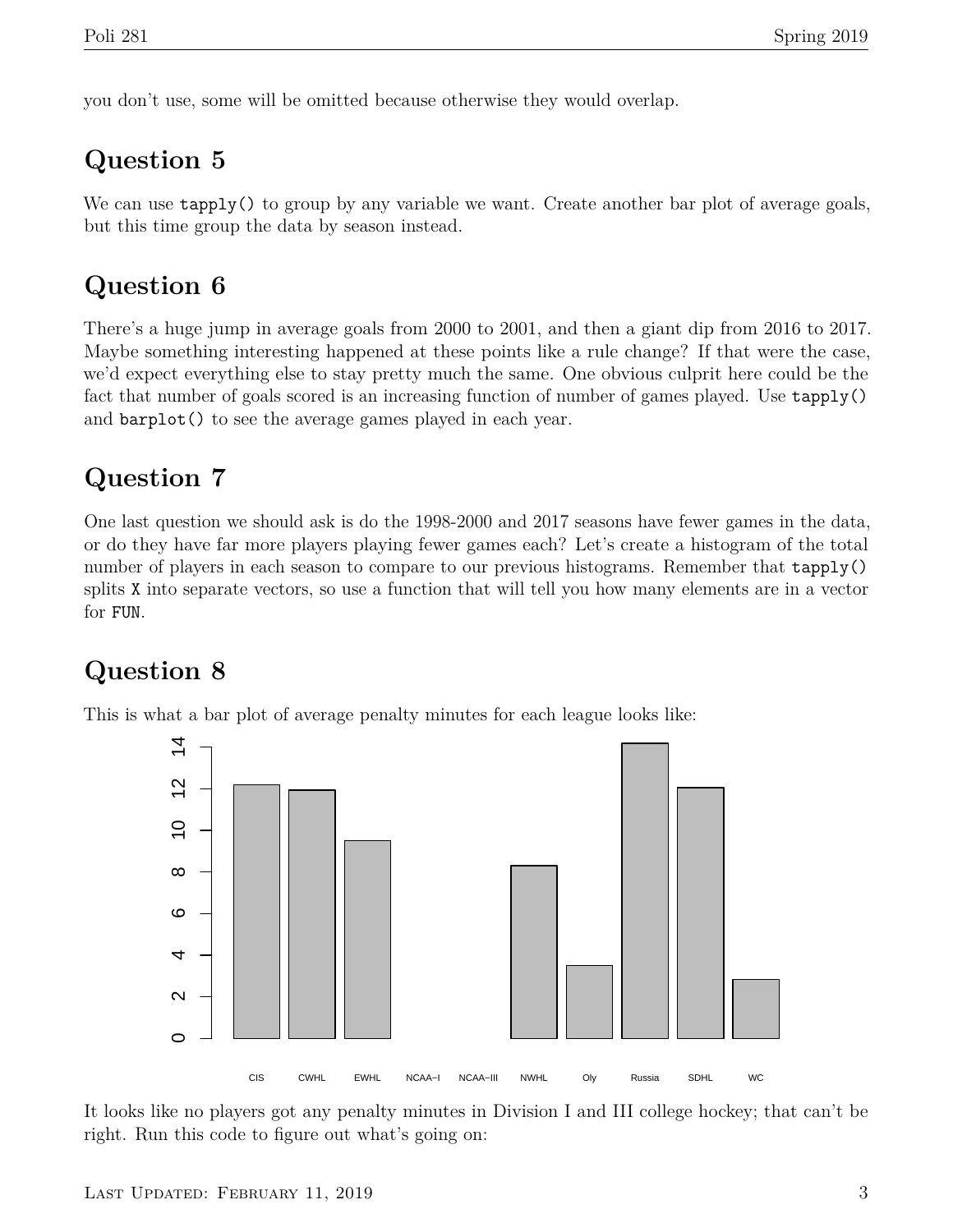you don't use, some will be omitted because otherwise they would overlap.

## Question 5

We can use `tapply()` to group by any variable we want. Create another bar plot of average goals, but this time group the data by season instead.

## Question 6

There's a huge jump in average goals from 2000 to 2001, and then a giant dip from 2016 to 2017. Maybe something interesting happened at these points like a rule change? If that were the case, we'd expect everything else to stay pretty much the same. One obvious culprit here could be the fact that number of goals scored is an increasing function of number of games played. Use `tapply()` and `barplot()` to see the average games played in each year.

## Question 7

One last question we should ask is do the 1998-2000 and 2017 seasons have fewer games in the data, or do they have far more players playing fewer games each? Let's create a histogram of the total number of players in each season to compare to our previous histograms. Remember that `tapply()` splits `X` into separate vectors, so use a function that will tell you how many elements are in a vector for `FUN`.

## Question 8

This is what a bar plot of average penalty minutes for each league looks like:

It looks like no players got any penalty minutes in Division I and III college hockey; that can't be right. Run this code to figure out what's going on: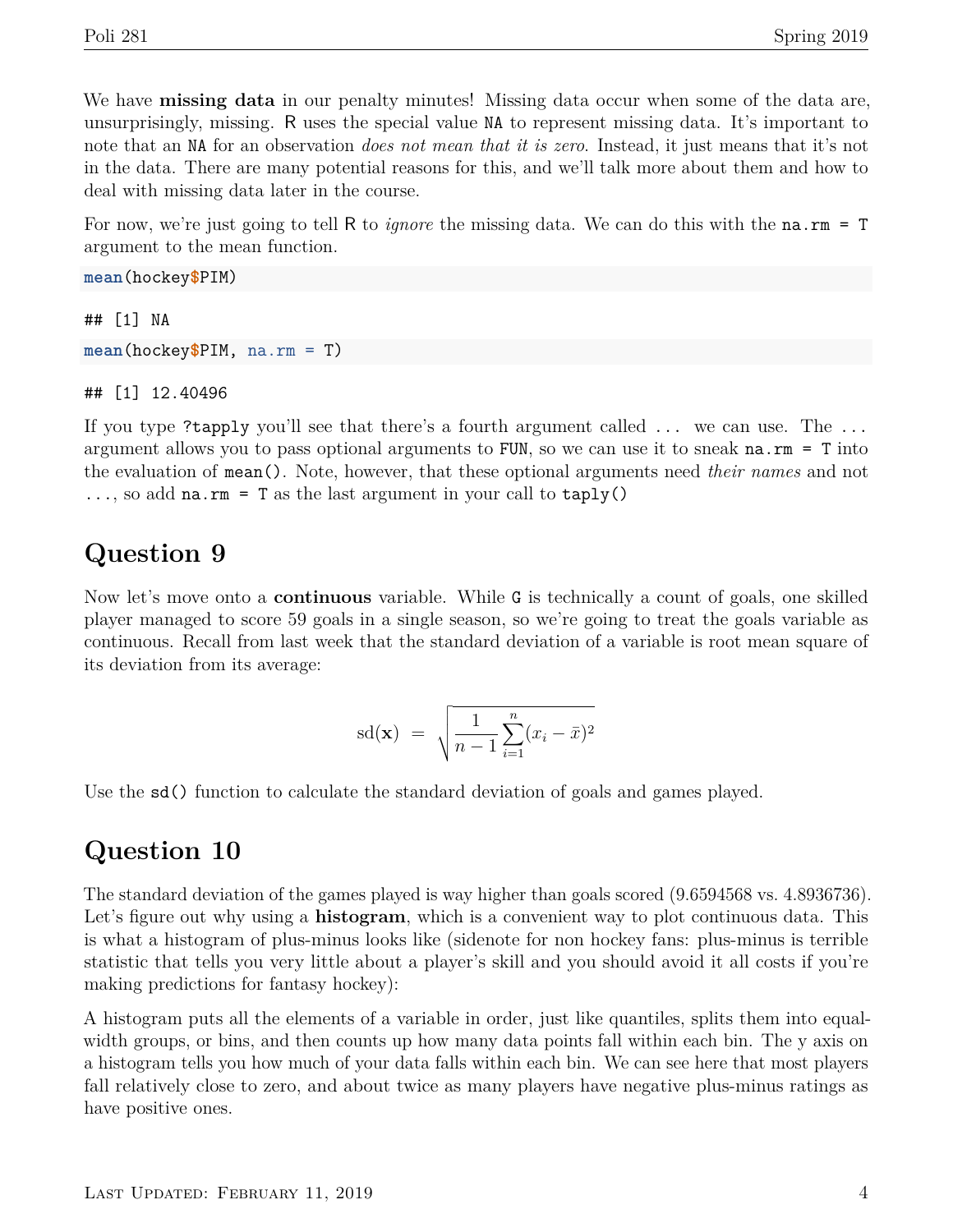We have **missing data** in our penalty minutes! Missing data occur when some of the data are, unsurprisingly, missing. `R` uses the special value `NA` to represent missing data. It's important to note that an `NA` for an observation *does not mean that it is zero*. Instead, it just means that it's not in the data. There are many potential reasons for this, and we'll talk more about them and how to deal with missing data later in the course.

For now, we're just going to tell `R` to *ignore* the missing data. We can do this with the `na.rm = T` argument to the mean function.

```
mean(hockey$PIM)
```

```
## [1] NA
```

```
mean(hockey$PIM, na.rm = T)
```

```
## [1] 12.40496
```

If you type `?tapply` you'll see that there's a fourth argument called `...` we can use. The `...` argument allows you to pass optional arguments to `FUN`, so we can use it to sneak `na.rm = T` into the evaluation of `mean()`. Note, however, that these optional arguments need *their names* and not `...`, so add `na.rm = T` as the last argument in your call to `taply()`

## Question 9

Now let's move onto a **continuous** variable. While `G` is technically a count of goals, one skilled player managed to score 59 goals in a single season, so we're going to treat the goals variable as continuous. Recall from last week that the standard deviation of a variable is root mean square of its deviation from its average:

$$\text{sd}(\mathbf{x}) \;=\; \sqrt{\frac{1}{n-1}\sum_{i=1}^{n}(x_i - \bar{x})^2}$$

Use the `sd()` function to calculate the standard deviation of goals and games played.

## Question 10

The standard deviation of the games played is way higher than goals scored (9.6594568 vs. 4.8936736). Let's figure out why using a **histogram**, which is a convenient way to plot continuous data. This is what a histogram of plus-minus looks like (sidenote for non hockey fans: plus-minus is terrible statistic that tells you very little about a player's skill and you should avoid it all costs if you're making predictions for fantasy hockey):

A histogram puts all the elements of a variable in order, just like quantiles, splits them into equal-width groups, or bins, and then counts up how many data points fall within each bin. The y axis on a histogram tells you how much of your data falls within each bin. We can see here that most players fall relatively close to zero, and about twice as many players have negative plus-minus ratings as have positive ones.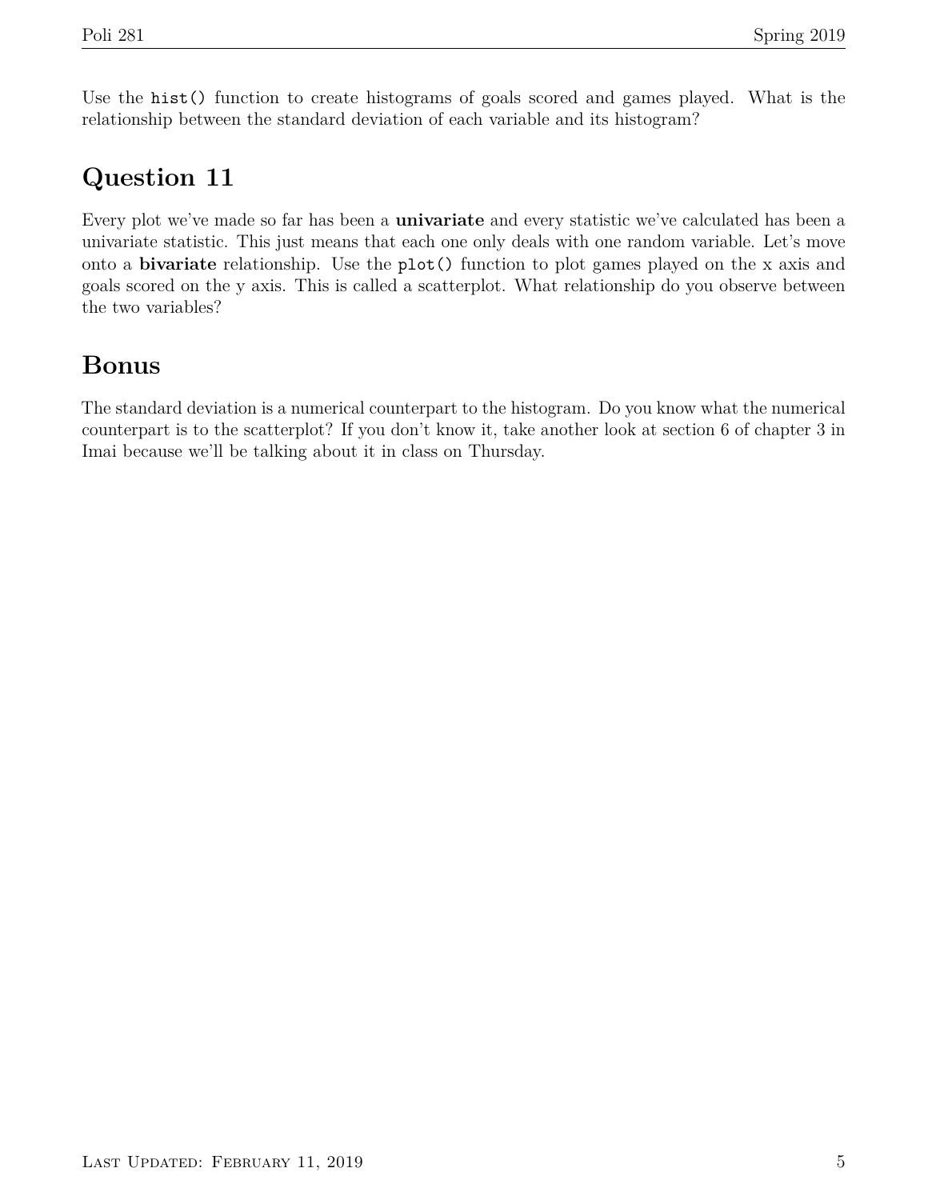Use the `hist()` function to create histograms of goals scored and games played. What is the relationship between the standard deviation of each variable and its histogram?

## Question 11

Every plot we've made so far has been a **univariate** and every statistic we've calculated has been a univariate statistic. This just means that each one only deals with one random variable. Let's move onto a **bivariate** relationship. Use the `plot()` function to plot games played on the x axis and goals scored on the y axis. This is called a scatterplot. What relationship do you observe between the two variables?

## Bonus

The standard deviation is a numerical counterpart to the histogram. Do you know what the numerical counterpart is to the scatterplot? If you don't know it, take another look at section 6 of chapter 3 in Imai because we'll be talking about it in class on Thursday.